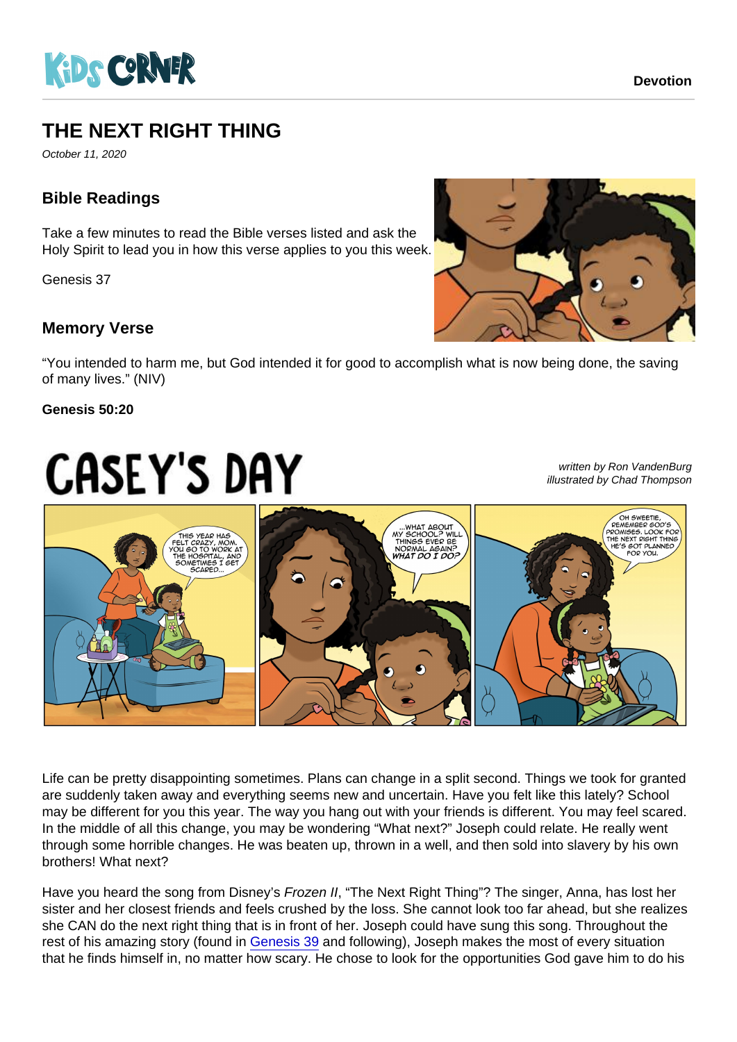Devotion

# THE NEXT RIGHT THING

October 11, 2020

## Bible Readings

Take a few minutes to read the Bible verses listed and ask the Holy Spirit to lead you in how this verse applies to you this week.

Genesis 37

## Memory Verse

"You intended to harm me, but God intended it for good to accomplish what is now being done, the saving of many lives." (NIV)

**Genesis 50:20**

# CASEY'S DAY

*written by Ron VandenBurg*
*illustrated by Chad Thompson*

Life can be pretty disappointing sometimes. Plans can change in a split second. Things we took for granted are suddenly taken away and everything seems new and uncertain. Have you felt like this lately? School may be different for you this year. The way you hang out with your friends is different. You may feel scared. In the middle of all this change, you may be wondering "What next?" Joseph could relate. He really went through some horrible changes. He was beaten up, thrown in a well, and then sold into slavery by his own brothers! What next?

Have you heard the song from Disney's *Frozen II*, "The Next Right Thing"? The singer, Anna, has lost her sister and her closest friends and feels crushed by the loss. She cannot look too far ahead, but she realizes she CAN do the next right thing that is in front of her. Joseph could have sung this song. Throughout the rest of his amazing story (found in Genesis 39 and following), Joseph makes the most of every situation that he finds himself in, no matter how scary. He chose to look for the opportunities God gave him to do his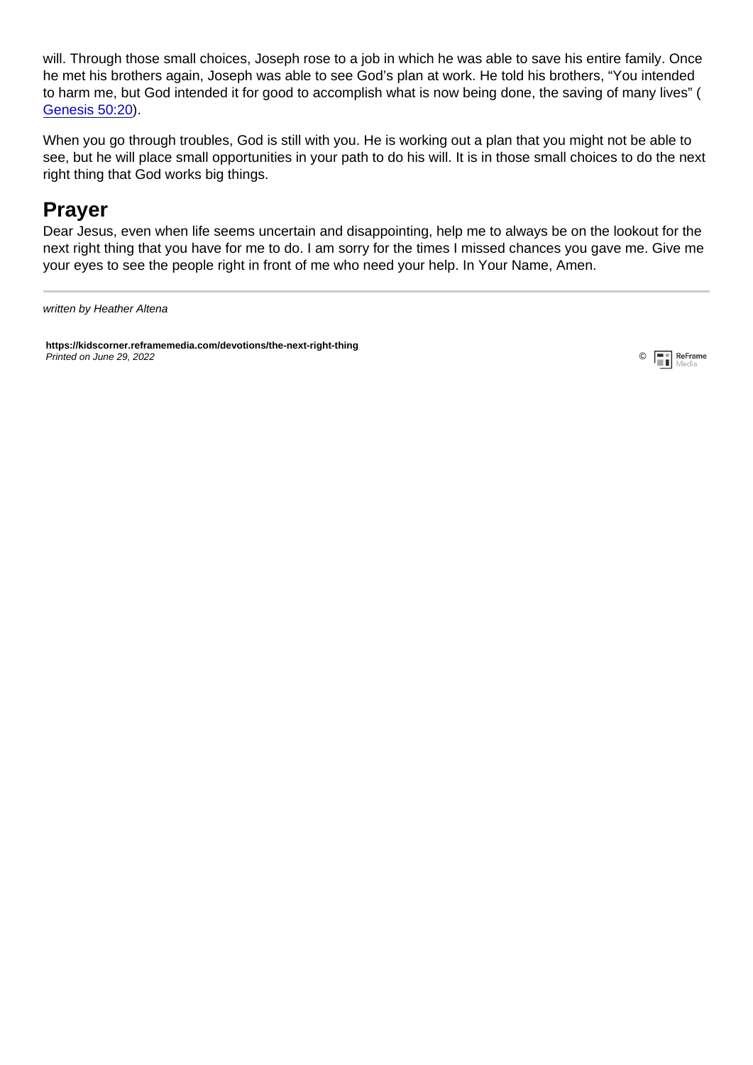will. Through those small choices, Joseph rose to a job in which he was able to save his entire family. Once he met his brothers again, Joseph was able to see God's plan at work. He told his brothers, "You intended to harm me, but God intended it for good to accomplish what is now being done, the saving of many lives" ( Genesis 50:20).

When you go through troubles, God is still with you. He is working out a plan that you might not be able to see, but he will place small opportunities in your path to do his will. It is in those small choices to do the next right thing that God works big things.

## Prayer

Dear Jesus, even when life seems uncertain and disappointing, help me to always be on the lookout for the next right thing that you have for me to do. I am sorry for the times I missed chances you gave me. Give me your eyes to see the people right in front of me who need your help. In Your Name, Amen.

---

*written by Heather Altena*

**https://kidscorner.reframemedia.com/devotions/the-next-right-thing**
*Printed on June 29, 2022*

© ReFrame Media